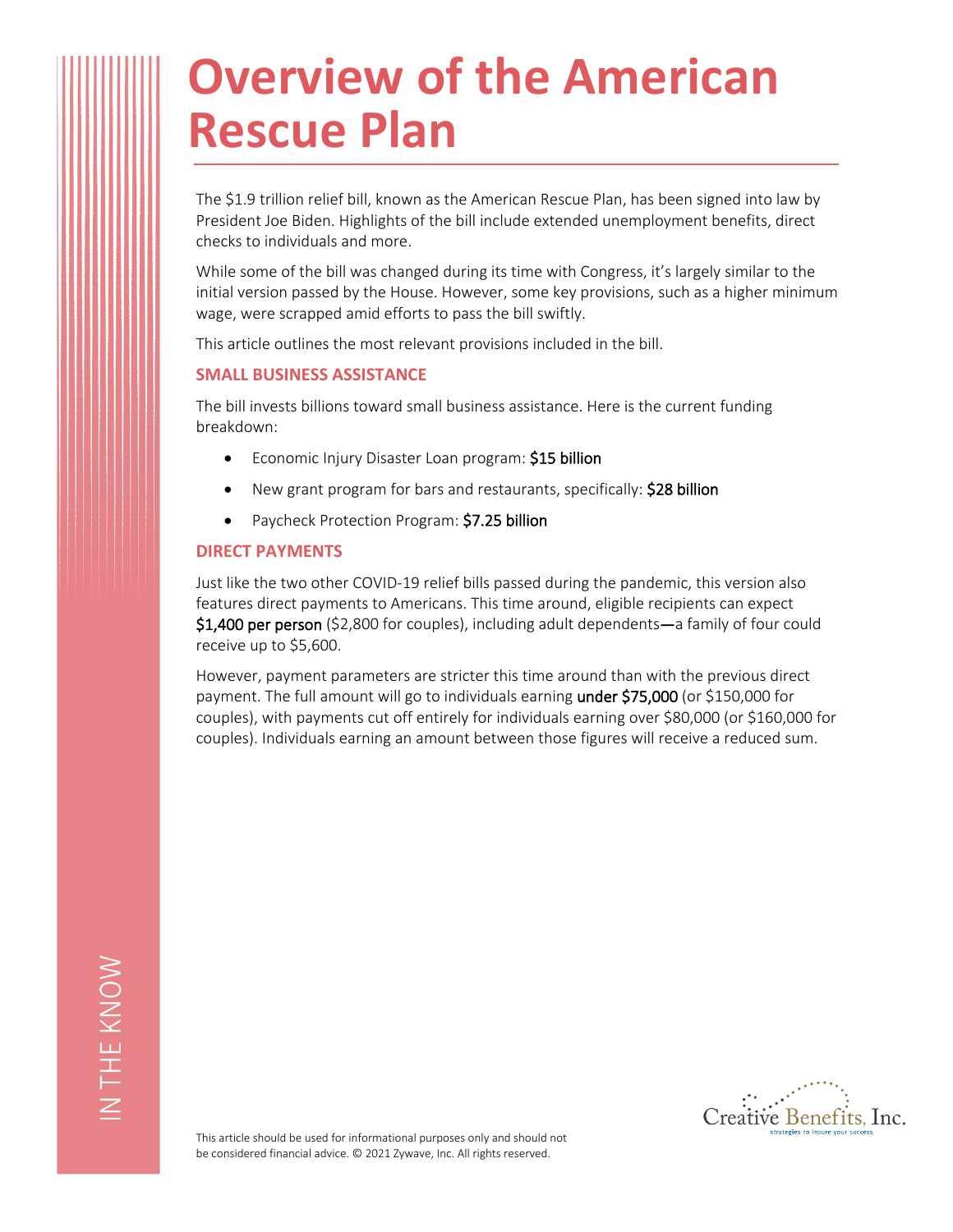# Overview of the American Rescue Plan

The $1.9 trillion relief bill, known as the American Rescue Plan, has been signed into law by President Joe Biden. Highlights of the bill include extended unemployment benefits, direct checks to individuals and more.

While some of the bill was changed during its time with Congress, it's largely similar to the initial version passed by the House. However, some key provisions, such as a higher minimum wage, were scrapped amid efforts to pass the bill swiftly.

This article outlines the most relevant provisions included in the bill.

## SMALL BUSINESS ASSISTANCE

The bill invests billions toward small business assistance. Here is the current funding breakdown:

- Economic Injury Disaster Loan program: $15 billion
- New grant program for bars and restaurants, specifically: $28 billion
- Paycheck Protection Program: $7.25 billion

## DIRECT PAYMENTS

Just like the two other COVID-19 relief bills passed during the pandemic, this version also features direct payments to Americans. This time around, eligible recipients can expect $1,400 per person ($2,800 for couples), including adult dependents—a family of four could receive up to $5,600.

However, payment parameters are stricter this time around than with the previous direct payment. The full amount will go to individuals earning under $75,000 (or $150,000 for couples), with payments cut off entirely for individuals earning over $80,000 (or $160,000 for couples). Individuals earning an amount between those figures will receive a reduced sum.

IN THE KNOW

This article should be used for informational purposes only and should not be considered financial advice. © 2021 Zywave, Inc. All rights reserved.

Creative Benefits, Inc. strategies to insure your success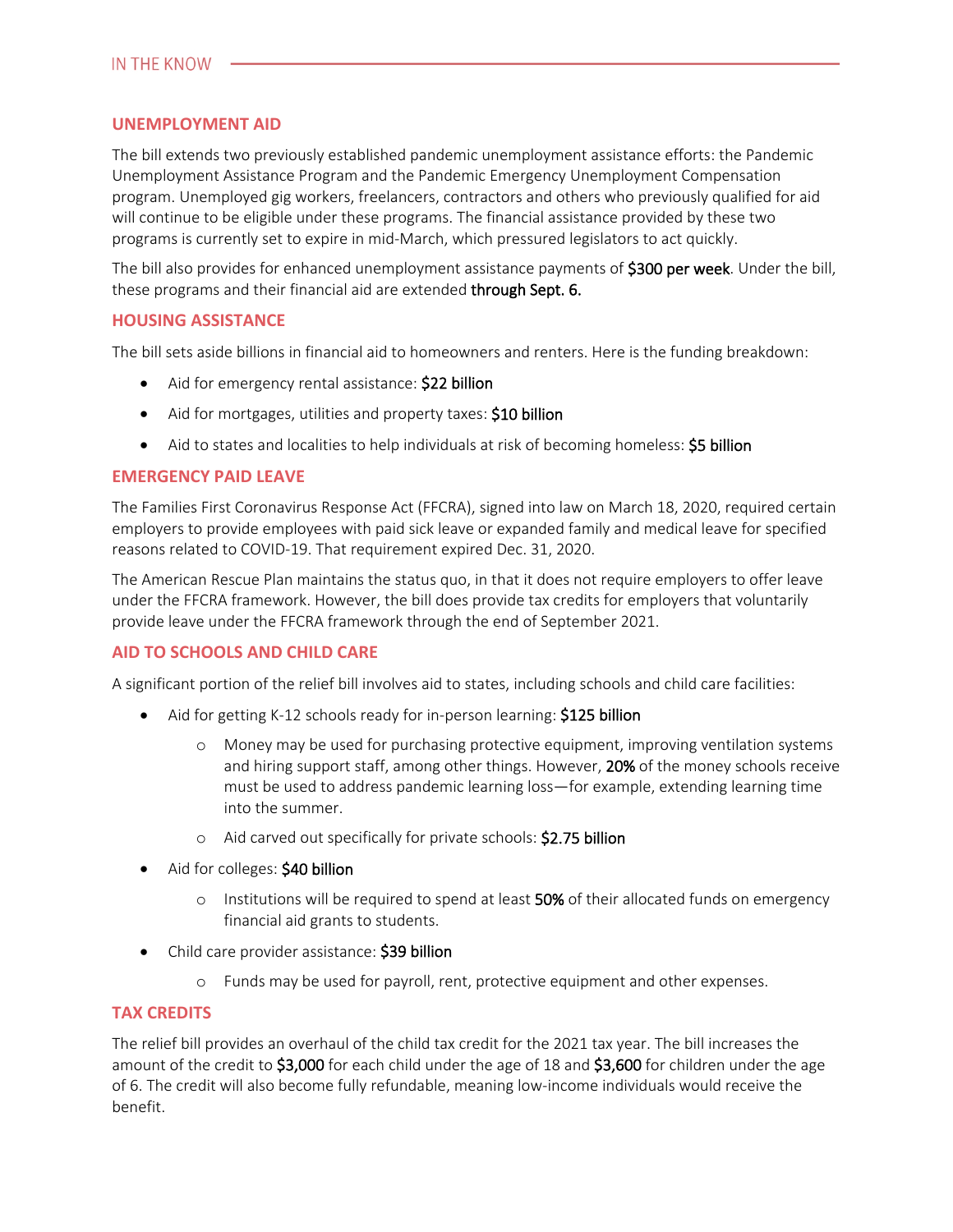## UNEMPLOYMENT AID

The bill extends two previously established pandemic unemployment assistance efforts: the Pandemic Unemployment Assistance Program and the Pandemic Emergency Unemployment Compensation program. Unemployed gig workers, freelancers, contractors and others who previously qualified for aid will continue to be eligible under these programs. The financial assistance provided by these two programs is currently set to expire in mid-March, which pressured legislators to act quickly.

The bill also provides for enhanced unemployment assistance payments of **$300 per week**. Under the bill, these programs and their financial aid are extended **through Sept. 6.**

## HOUSING ASSISTANCE

The bill sets aside billions in financial aid to homeowners and renters. Here is the funding breakdown:

- Aid for emergency rental assistance: **$22 billion**
- Aid for mortgages, utilities and property taxes: **$10 billion**
- Aid to states and localities to help individuals at risk of becoming homeless: **$5 billion**

## EMERGENCY PAID LEAVE

The Families First Coronavirus Response Act (FFCRA), signed into law on March 18, 2020, required certain employers to provide employees with paid sick leave or expanded family and medical leave for specified reasons related to COVID-19. That requirement expired Dec. 31, 2020.

The American Rescue Plan maintains the status quo, in that it does not require employers to offer leave under the FFCRA framework. However, the bill does provide tax credits for employers that voluntarily provide leave under the FFCRA framework through the end of September 2021.

## AID TO SCHOOLS AND CHILD CARE

A significant portion of the relief bill involves aid to states, including schools and child care facilities:

- Aid for getting K-12 schools ready for in-person learning: **$125 billion**
  - Money may be used for purchasing protective equipment, improving ventilation systems and hiring support staff, among other things. However, **20%** of the money schools receive must be used to address pandemic learning loss—for example, extending learning time into the summer.
  - Aid carved out specifically for private schools: **$2.75 billion**
- Aid for colleges: **$40 billion**
  - Institutions will be required to spend at least **50%** of their allocated funds on emergency financial aid grants to students.
- Child care provider assistance: **$39 billion**
  - Funds may be used for payroll, rent, protective equipment and other expenses.

## TAX CREDITS

The relief bill provides an overhaul of the child tax credit for the 2021 tax year. The bill increases the amount of the credit to **$3,000** for each child under the age of 18 and **$3,600** for children under the age of 6. The credit will also become fully refundable, meaning low-income individuals would receive the benefit.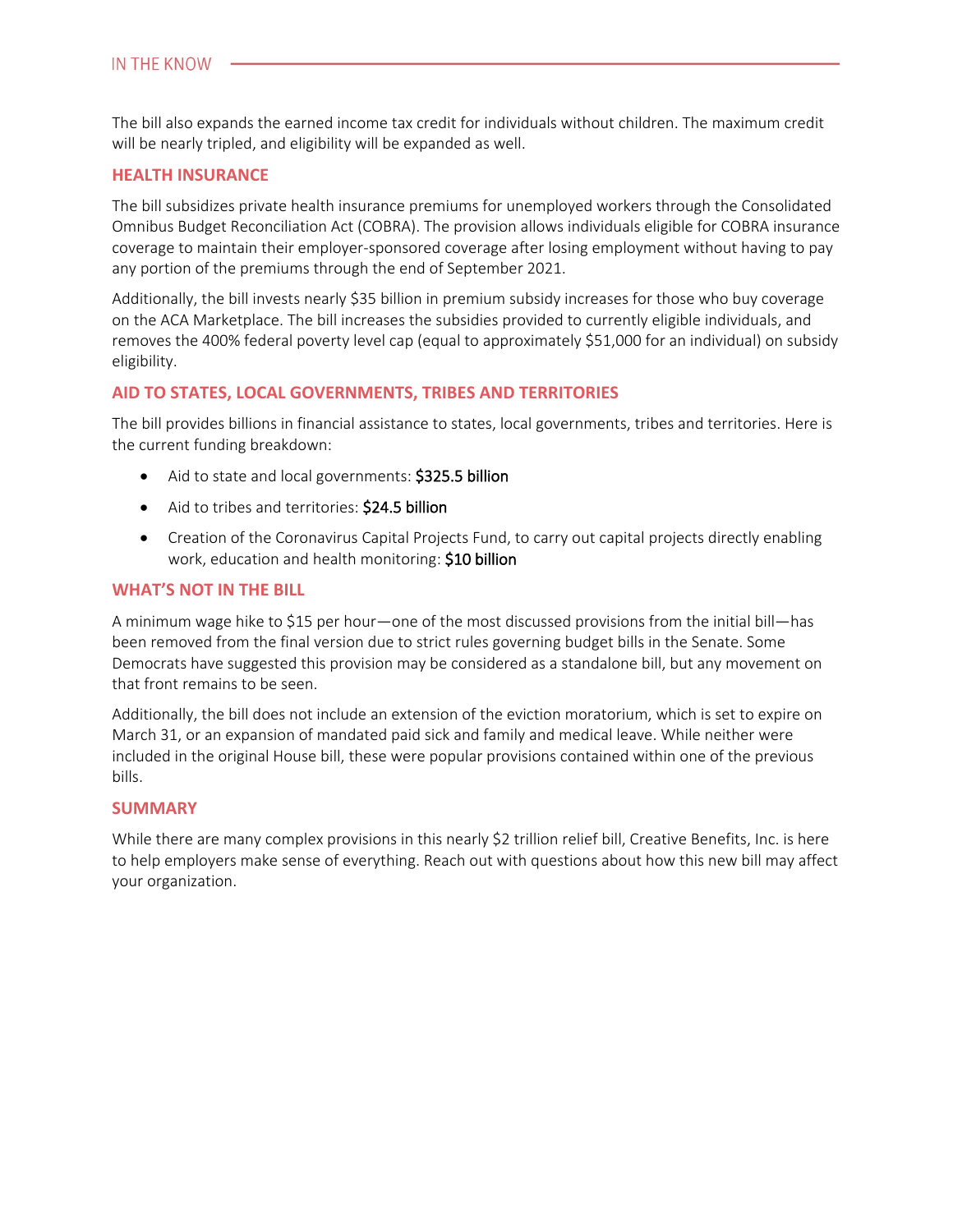The bill also expands the earned income tax credit for individuals without children. The maximum credit will be nearly tripled, and eligibility will be expanded as well.

## HEALTH INSURANCE

The bill subsidizes private health insurance premiums for unemployed workers through the Consolidated Omnibus Budget Reconciliation Act (COBRA). The provision allows individuals eligible for COBRA insurance coverage to maintain their employer-sponsored coverage after losing employment without having to pay any portion of the premiums through the end of September 2021.

Additionally, the bill invests nearly $35 billion in premium subsidy increases for those who buy coverage on the ACA Marketplace. The bill increases the subsidies provided to currently eligible individuals, and removes the 400% federal poverty level cap (equal to approximately $51,000 for an individual) on subsidy eligibility.

## AID TO STATES, LOCAL GOVERNMENTS, TRIBES AND TERRITORIES

The bill provides billions in financial assistance to states, local governments, tribes and territories. Here is the current funding breakdown:

- Aid to state and local governments: **$325.5 billion**
- Aid to tribes and territories: **$24.5 billion**
- Creation of the Coronavirus Capital Projects Fund, to carry out capital projects directly enabling work, education and health monitoring: **$10 billion**

## WHAT'S NOT IN THE BILL

A minimum wage hike to $15 per hour—one of the most discussed provisions from the initial bill—has been removed from the final version due to strict rules governing budget bills in the Senate. Some Democrats have suggested this provision may be considered as a standalone bill, but any movement on that front remains to be seen.

Additionally, the bill does not include an extension of the eviction moratorium, which is set to expire on March 31, or an expansion of mandated paid sick and family and medical leave. While neither were included in the original House bill, these were popular provisions contained within one of the previous bills.

## SUMMARY

While there are many complex provisions in this nearly $2 trillion relief bill, Creative Benefits, Inc. is here to help employers make sense of everything. Reach out with questions about how this new bill may affect your organization.